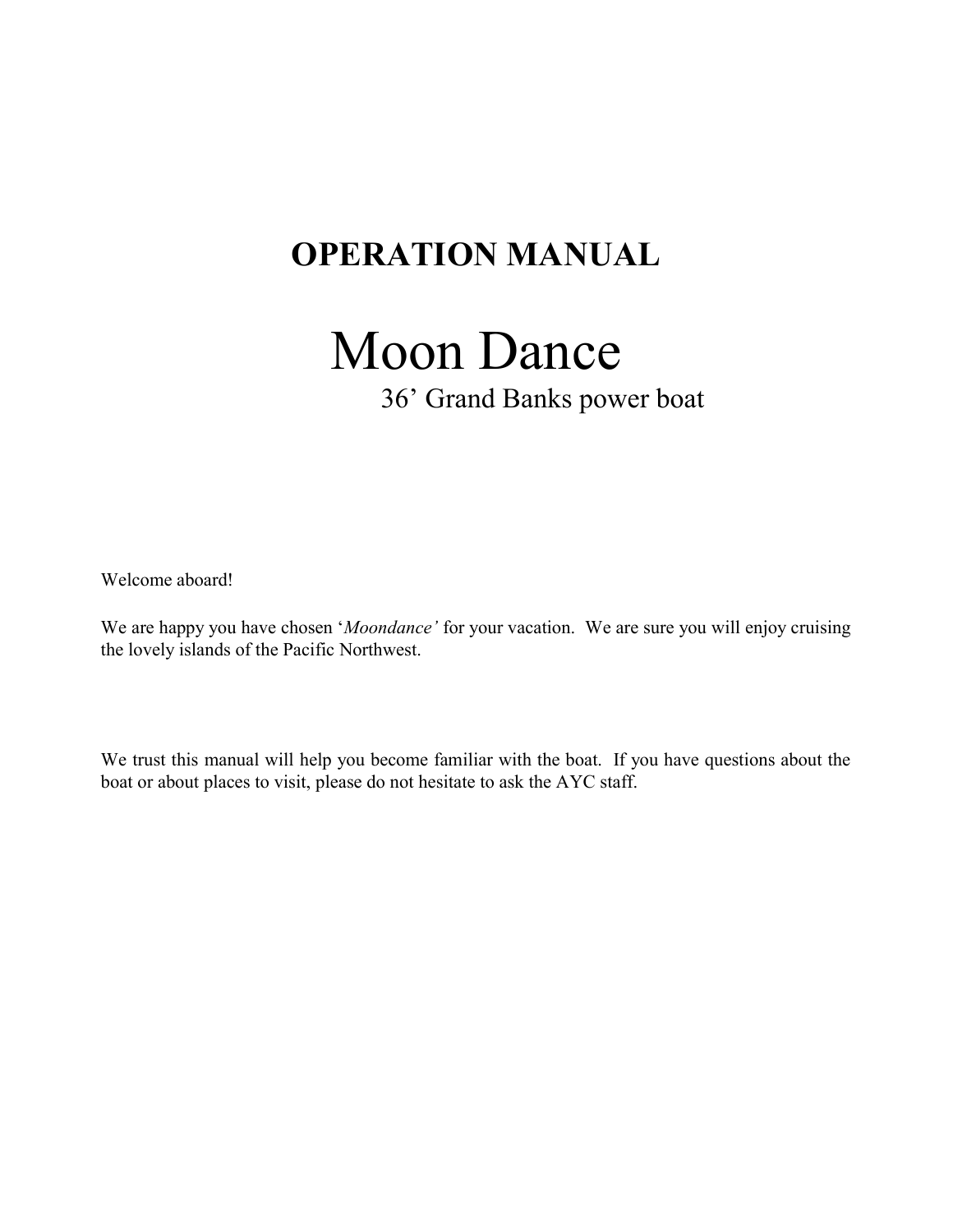# OPERATION MANUAL

# Moon Dance

## 36’ Grand Banks power boat

Welcome aboard!

We are happy you have chosen ‘*Moondance’* for your vacation. We are sure you will enjoy cruising the lovely islands of the Pacific Northwest.

We trust this manual will help you become familiar with the boat. If you have questions about the boat or about places to visit, please do not hesitate to ask the AYC staff.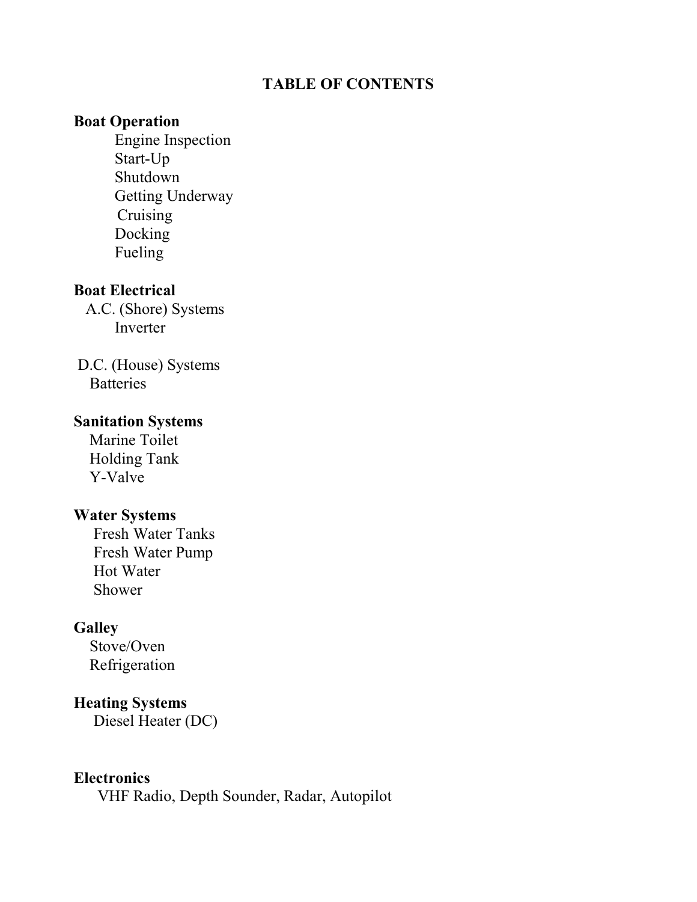# TABLE OF CONTENTS

**Boat Operation**

- Engine Inspection
- Start-Up
- Shutdown
- Getting Underway
- Cruising
- Docking
- Fueling

**Boat Electrical**

A.C. (Shore) Systems

- Inverter

D.C. (House) Systems

- Batteries

**Sanitation Systems**

- Marine Toilet
- Holding Tank
- Y-Valve

**Water Systems**

- Fresh Water Tanks
- Fresh Water Pump
- Hot Water
- Shower

**Galley**

- Stove/Oven
- Refrigeration

**Heating Systems**

- Diesel Heater (DC)

**Electronics**

- VHF Radio, Depth Sounder, Radar, Autopilot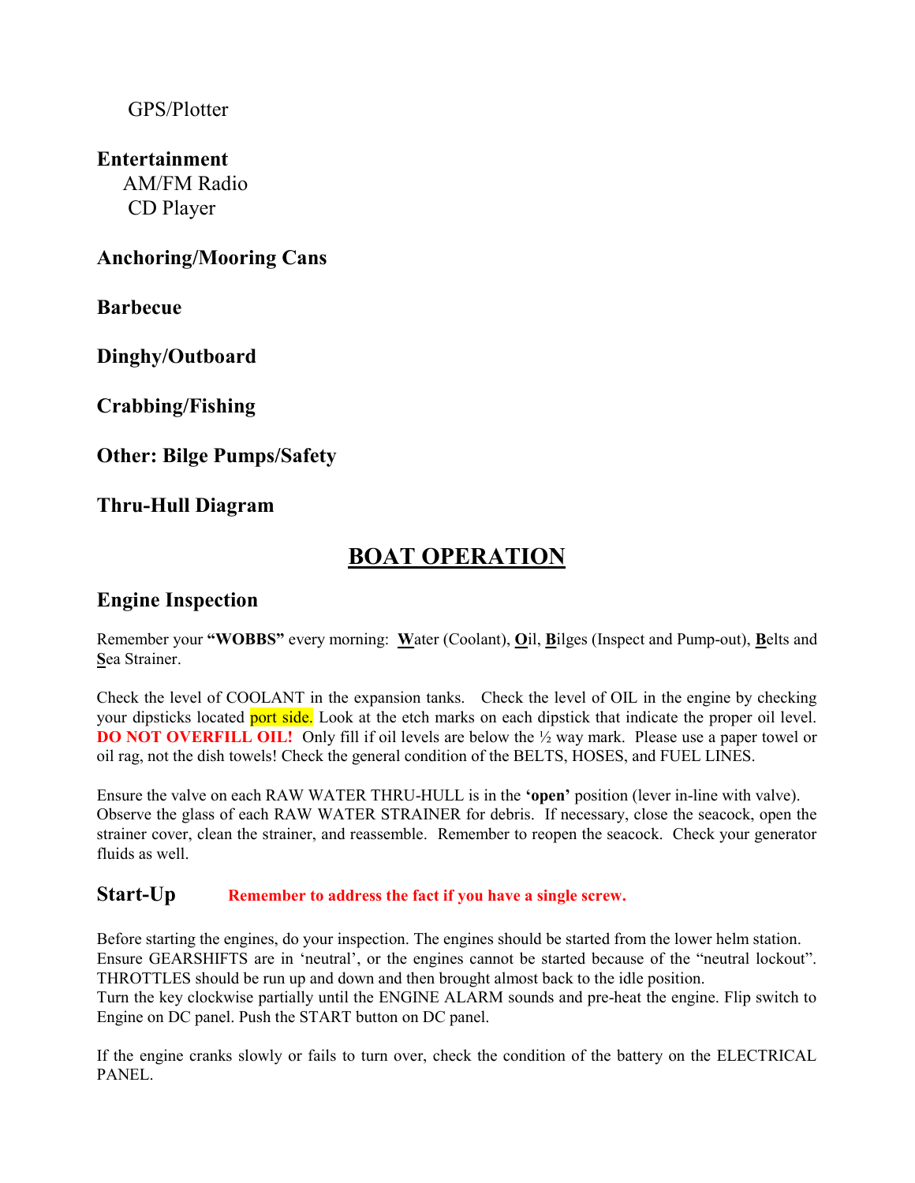GPS/Plotter

**Entertainment**

AM/FM Radio

CD Player

**Anchoring/Mooring Cans**

**Barbecue**

**Dinghy/Outboard**

**Crabbing/Fishing**

**Other: Bilge Pumps/Safety**

**Thru-Hull Diagram**

# BOAT OPERATION

## Engine Inspection

Remember your **"WOBBS"** every morning: **W**ater (Coolant), **O**il, **B**ilges (Inspect and Pump-out), **B**elts and **S**ea Strainer.

Check the level of COOLANT in the expansion tanks. Check the level of OIL in the engine by checking your dipsticks located port side. Look at the etch marks on each dipstick that indicate the proper oil level. **DO NOT OVERFILL OIL!** Only fill if oil levels are below the ½ way mark. Please use a paper towel or oil rag, not the dish towels! Check the general condition of the BELTS, HOSES, and FUEL LINES.

Ensure the valve on each RAW WATER THRU-HULL is in the **'open'** position (lever in-line with valve). Observe the glass of each RAW WATER STRAINER for debris. If necessary, close the seacock, open the strainer cover, clean the strainer, and reassemble. Remember to reopen the seacock. Check your generator fluids as well.

## Start-Up **Remember to address the fact if you have a single screw.**

Before starting the engines, do your inspection. The engines should be started from the lower helm station. Ensure GEARSHIFTS are in 'neutral', or the engines cannot be started because of the "neutral lockout". THROTTLES should be run up and down and then brought almost back to the idle position.
Turn the key clockwise partially until the ENGINE ALARM sounds and pre-heat the engine. Flip switch to Engine on DC panel. Push the START button on DC panel.

If the engine cranks slowly or fails to turn over, check the condition of the battery on the ELECTRICAL PANEL.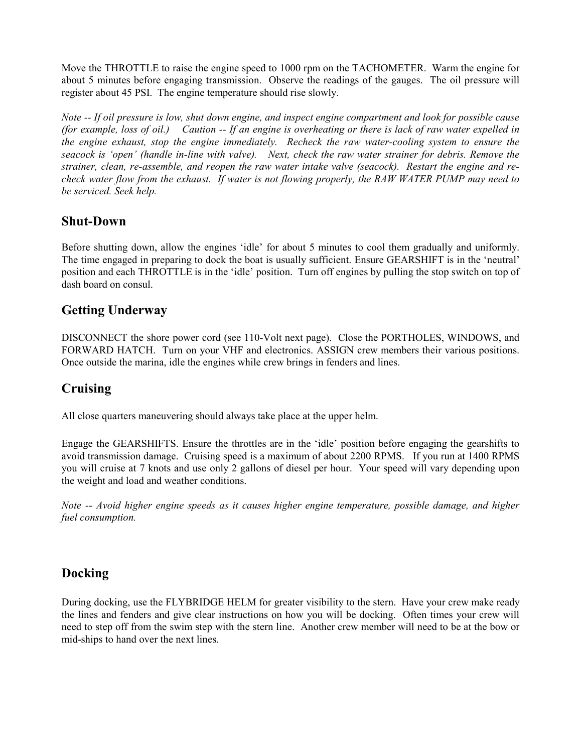Move the THROTTLE to raise the engine speed to 1000 rpm on the TACHOMETER. Warm the engine for about 5 minutes before engaging transmission. Observe the readings of the gauges. The oil pressure will register about 45 PSI. The engine temperature should rise slowly.

*Note -- If oil pressure is low, shut down engine, and inspect engine compartment and look for possible cause (for example, loss of oil.) Caution -- If an engine is overheating or there is lack of raw water expelled in the engine exhaust, stop the engine immediately. Recheck the raw water-cooling system to ensure the seacock is 'open' (handle in-line with valve). Next, check the raw water strainer for debris. Remove the strainer, clean, re-assemble, and reopen the raw water intake valve (seacock). Restart the engine and re-check water flow from the exhaust. If water is not flowing properly, the RAW WATER PUMP may need to be serviced. Seek help.*

## Shut-Down

Before shutting down, allow the engines 'idle' for about 5 minutes to cool them gradually and uniformly. The time engaged in preparing to dock the boat is usually sufficient. Ensure GEARSHIFT is in the 'neutral' position and each THROTTLE is in the 'idle' position. Turn off engines by pulling the stop switch on top of dash board on consul.

## Getting Underway

DISCONNECT the shore power cord (see 110-Volt next page). Close the PORTHOLES, WINDOWS, and FORWARD HATCH. Turn on your VHF and electronics. ASSIGN crew members their various positions. Once outside the marina, idle the engines while crew brings in fenders and lines.

## Cruising

All close quarters maneuvering should always take place at the upper helm.

Engage the GEARSHIFTS. Ensure the throttles are in the 'idle' position before engaging the gearshifts to avoid transmission damage. Cruising speed is a maximum of about 2200 RPMS. If you run at 1400 RPMS you will cruise at 7 knots and use only 2 gallons of diesel per hour. Your speed will vary depending upon the weight and load and weather conditions.

*Note -- Avoid higher engine speeds as it causes higher engine temperature, possible damage, and higher fuel consumption.*

## Docking

During docking, use the FLYBRIDGE HELM for greater visibility to the stern. Have your crew make ready the lines and fenders and give clear instructions on how you will be docking. Often times your crew will need to step off from the swim step with the stern line. Another crew member will need to be at the bow or mid-ships to hand over the next lines.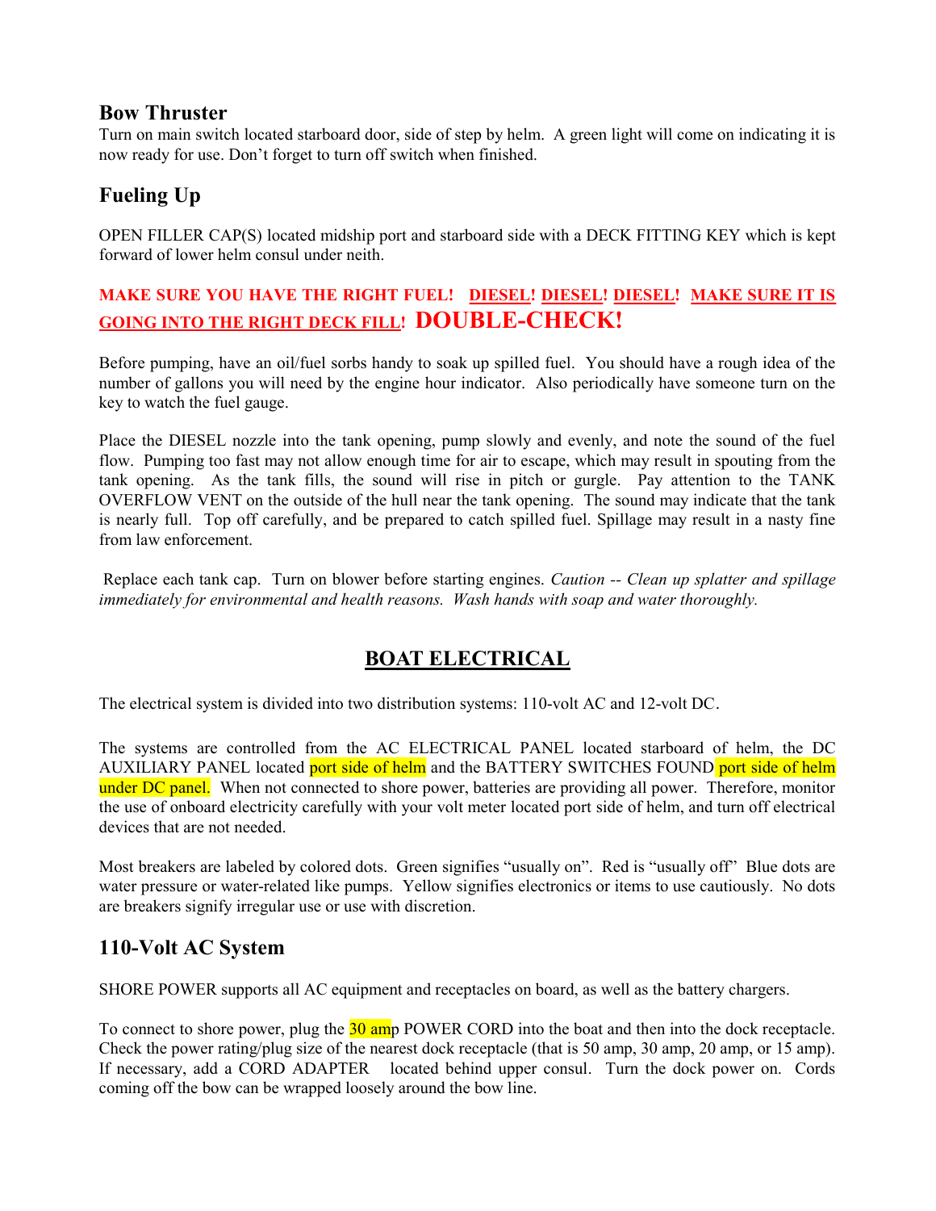## Bow Thruster

Turn on main switch located starboard door, side of step by helm. A green light will come on indicating it is now ready for use. Don't forget to turn off switch when finished.

## Fueling Up

OPEN FILLER CAP(S) located midship port and starboard side with a DECK FITTING KEY which is kept forward of lower helm consul under neith.

**MAKE SURE YOU HAVE THE RIGHT FUEL! <u>DIESEL</u>! <u>DIESEL</u>! <u>DIESEL</u>! <u>MAKE SURE IT IS GOING INTO THE RIGHT DECK FILL</u>! DOUBLE-CHECK!**

Before pumping, have an oil/fuel sorbs handy to soak up spilled fuel. You should have a rough idea of the number of gallons you will need by the engine hour indicator. Also periodically have someone turn on the key to watch the fuel gauge.

Place the DIESEL nozzle into the tank opening, pump slowly and evenly, and note the sound of the fuel flow. Pumping too fast may not allow enough time for air to escape, which may result in spouting from the tank opening. As the tank fills, the sound will rise in pitch or gurgle. Pay attention to the TANK OVERFLOW VENT on the outside of the hull near the tank opening. The sound may indicate that the tank is nearly full. Top off carefully, and be prepared to catch spilled fuel. Spillage may result in a nasty fine from law enforcement.

Replace each tank cap. Turn on blower before starting engines. *Caution -- Clean up splatter and spillage immediately for environmental and health reasons. Wash hands with soap and water thoroughly.*

# <u>BOAT ELECTRICAL</u>

The electrical system is divided into two distribution systems: 110-volt AC and 12-volt DC.

The systems are controlled from the AC ELECTRICAL PANEL located starboard of helm, the DC AUXILIARY PANEL located port side of helm and the BATTERY SWITCHES FOUND port side of helm under DC panel. When not connected to shore power, batteries are providing all power. Therefore, monitor the use of onboard electricity carefully with your volt meter located port side of helm, and turn off electrical devices that are not needed.

Most breakers are labeled by colored dots. Green signifies "usually on". Red is "usually off" Blue dots are water pressure or water-related like pumps. Yellow signifies electronics or items to use cautiously. No dots are breakers signify irregular use or use with discretion.

## 110-Volt AC System

SHORE POWER supports all AC equipment and receptacles on board, as well as the battery chargers.

To connect to shore power, plug the 30 amp POWER CORD into the boat and then into the dock receptacle. Check the power rating/plug size of the nearest dock receptacle (that is 50 amp, 30 amp, 20 amp, or 15 amp). If necessary, add a CORD ADAPTER located behind upper consul. Turn the dock power on. Cords coming off the bow can be wrapped loosely around the bow line.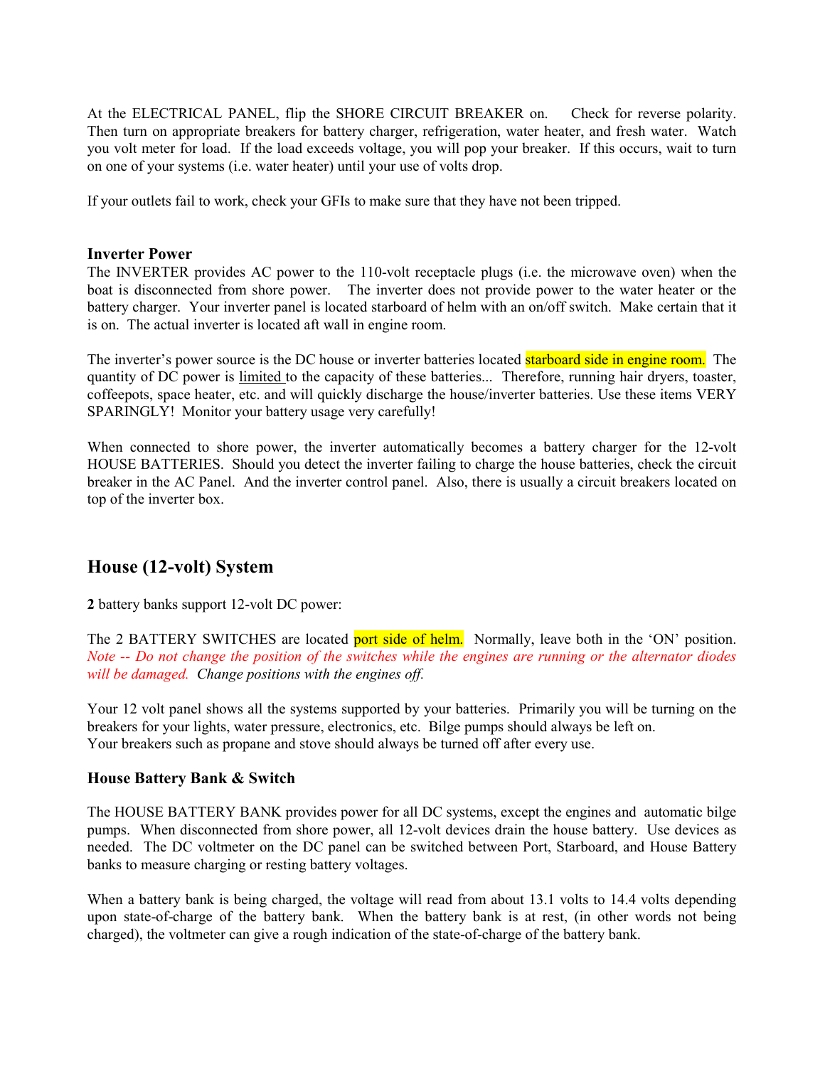At the ELECTRICAL PANEL, flip the SHORE CIRCUIT BREAKER on. Check for reverse polarity. Then turn on appropriate breakers for battery charger, refrigeration, water heater, and fresh water. Watch you volt meter for load. If the load exceeds voltage, you will pop your breaker. If this occurs, wait to turn on one of your systems (i.e. water heater) until your use of volts drop.

If your outlets fail to work, check your GFIs to make sure that they have not been tripped.

### Inverter Power

The INVERTER provides AC power to the 110-volt receptacle plugs (i.e. the microwave oven) when the boat is disconnected from shore power. The inverter does not provide power to the water heater or the battery charger. Your inverter panel is located starboard of helm with an on/off switch. Make certain that it is on. The actual inverter is located aft wall in engine room.

The inverter's power source is the DC house or inverter batteries located starboard side in engine room. The quantity of DC power is limited to the capacity of these batteries... Therefore, running hair dryers, toaster, coffeepots, space heater, etc. and will quickly discharge the house/inverter batteries. Use these items VERY SPARINGLY! Monitor your battery usage very carefully!

When connected to shore power, the inverter automatically becomes a battery charger for the 12-volt HOUSE BATTERIES. Should you detect the inverter failing to charge the house batteries, check the circuit breaker in the AC Panel. And the inverter control panel. Also, there is usually a circuit breakers located on top of the inverter box.

## House (12-volt) System

**2** battery banks support 12-volt DC power:

The 2 BATTERY SWITCHES are located port side of helm. Normally, leave both in the 'ON' position. *Note -- Do not change the position of the switches while the engines are running or the alternator diodes will be damaged. Change positions with the engines off.*

Your 12 volt panel shows all the systems supported by your batteries. Primarily you will be turning on the breakers for your lights, water pressure, electronics, etc. Bilge pumps should always be left on.
Your breakers such as propane and stove should always be turned off after every use.

### House Battery Bank & Switch

The HOUSE BATTERY BANK provides power for all DC systems, except the engines and automatic bilge pumps. When disconnected from shore power, all 12-volt devices drain the house battery. Use devices as needed. The DC voltmeter on the DC panel can be switched between Port, Starboard, and House Battery banks to measure charging or resting battery voltages.

When a battery bank is being charged, the voltage will read from about 13.1 volts to 14.4 volts depending upon state-of-charge of the battery bank. When the battery bank is at rest, (in other words not being charged), the voltmeter can give a rough indication of the state-of-charge of the battery bank.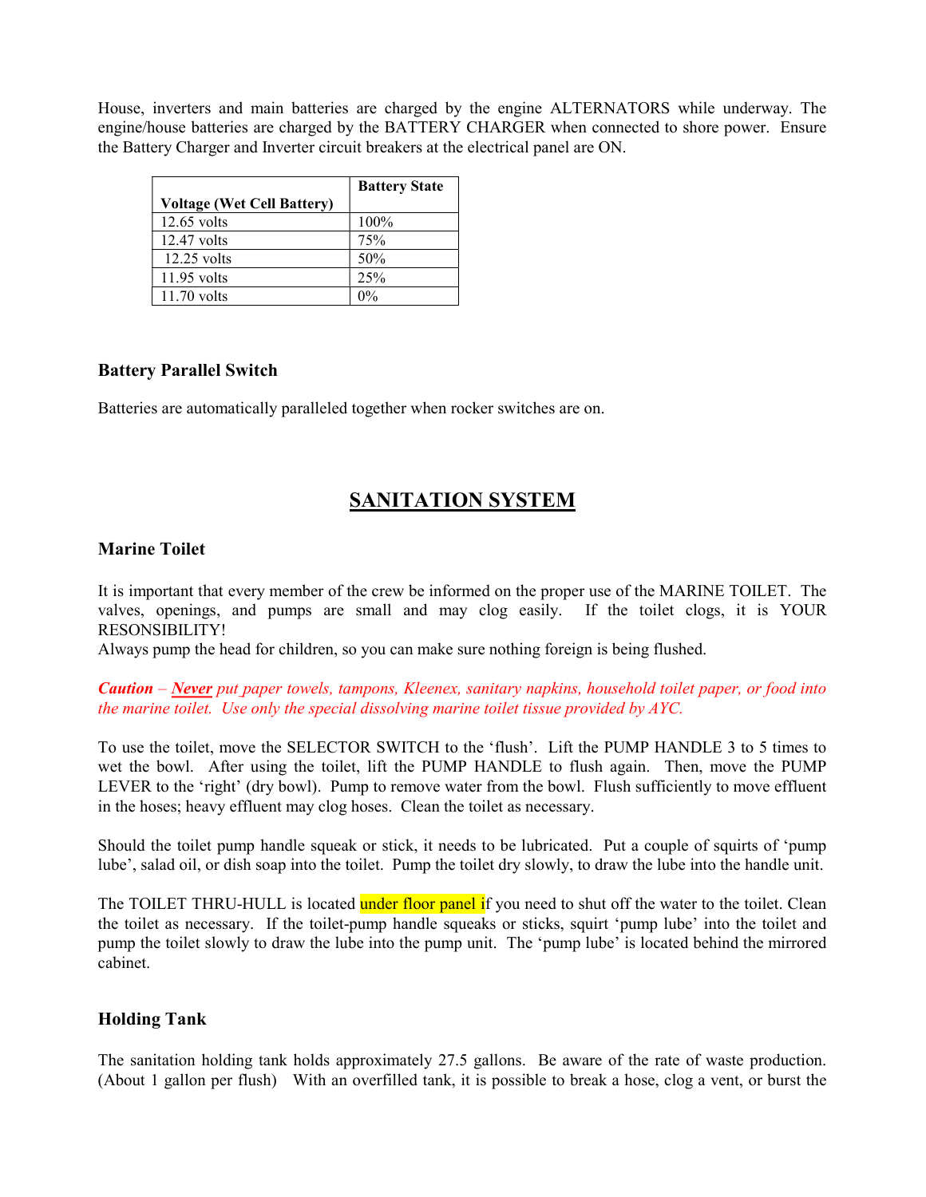House, inverters and main batteries are charged by the engine ALTERNATORS while underway. The engine/house batteries are charged by the BATTERY CHARGER when connected to shore power. Ensure the Battery Charger and Inverter circuit breakers at the electrical panel are ON.

| Voltage (Wet Cell Battery) | Battery State |
|---|---|
| 12.65 volts | 100% |
| 12.47 volts | 75% |
| 12.25 volts | 50% |
| 11.95 volts | 25% |
| 11.70 volts | 0% |

### Battery Parallel Switch

Batteries are automatically paralleled together when rocker switches are on.

## SANITATION SYSTEM

### Marine Toilet

It is important that every member of the crew be informed on the proper use of the MARINE TOILET. The valves, openings, and pumps are small and may clog easily. If the toilet clogs, it is YOUR RESONSIBILITY!
Always pump the head for children, so you can make sure nothing foreign is being flushed.

***Caution*** *–* ***Never*** *put paper towels, tampons, Kleenex, sanitary napkins, household toilet paper, or food into the marine toilet. Use only the special dissolving marine toilet tissue provided by AYC.*

To use the toilet, move the SELECTOR SWITCH to the 'flush'. Lift the PUMP HANDLE 3 to 5 times to wet the bowl. After using the toilet, lift the PUMP HANDLE to flush again. Then, move the PUMP LEVER to the 'right' (dry bowl). Pump to remove water from the bowl. Flush sufficiently to move effluent in the hoses; heavy effluent may clog hoses. Clean the toilet as necessary.

Should the toilet pump handle squeak or stick, it needs to be lubricated. Put a couple of squirts of 'pump lube', salad oil, or dish soap into the toilet. Pump the toilet dry slowly, to draw the lube into the handle unit.

The TOILET THRU-HULL is located under floor panel if you need to shut off the water to the toilet. Clean the toilet as necessary. If the toilet-pump handle squeaks or sticks, squirt 'pump lube' into the toilet and pump the toilet slowly to draw the lube into the pump unit. The 'pump lube' is located behind the mirrored cabinet.

### Holding Tank

The sanitation holding tank holds approximately 27.5 gallons. Be aware of the rate of waste production. (About 1 gallon per flush) With an overfilled tank, it is possible to break a hose, clog a vent, or burst the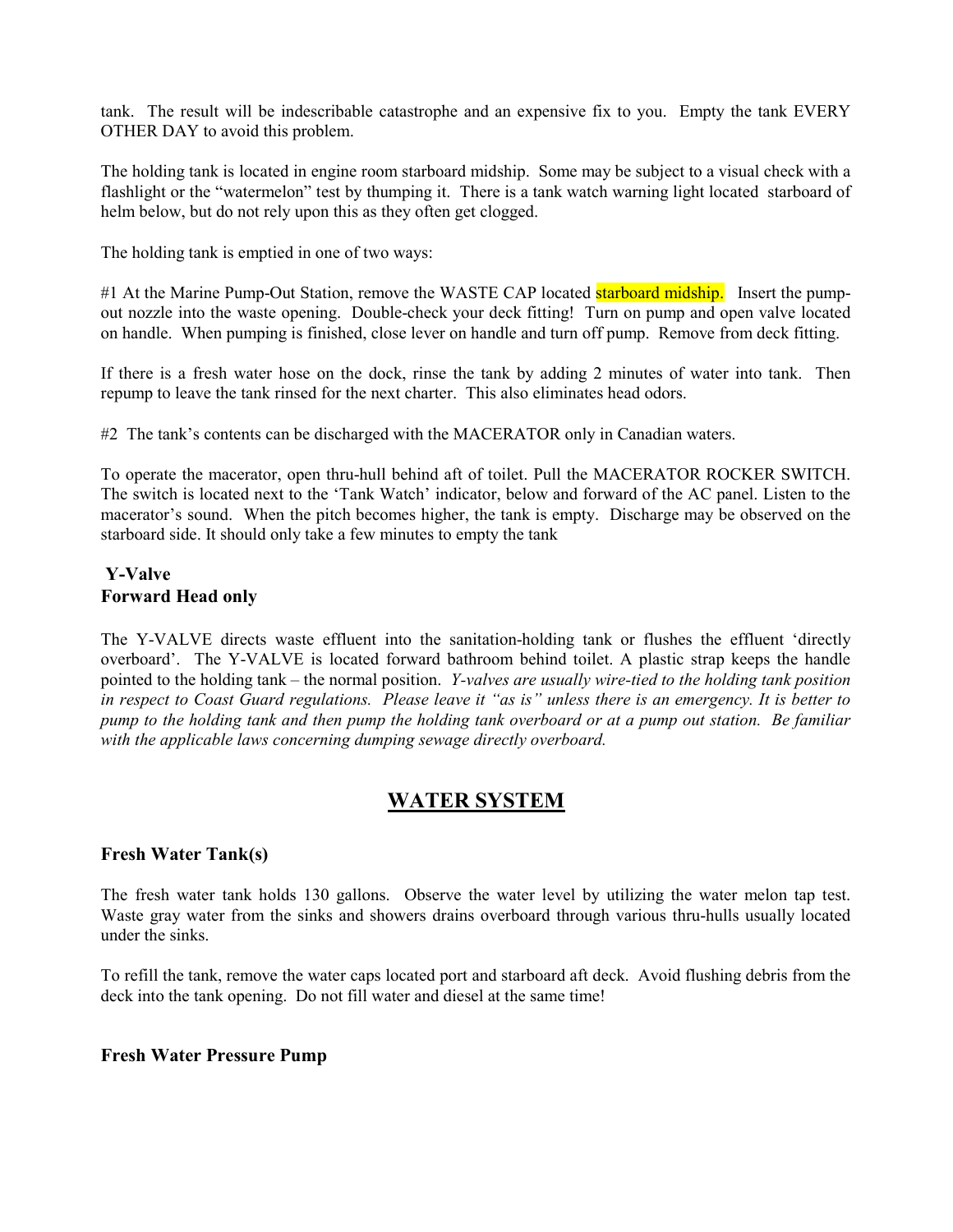tank. The result will be indescribable catastrophe and an expensive fix to you. Empty the tank EVERY OTHER DAY to avoid this problem.

The holding tank is located in engine room starboard midship. Some may be subject to a visual check with a flashlight or the "watermelon" test by thumping it. There is a tank watch warning light located starboard of helm below, but do not rely upon this as they often get clogged.

The holding tank is emptied in one of two ways:

#1 At the Marine Pump-Out Station, remove the WASTE CAP located starboard midship. Insert the pump-out nozzle into the waste opening. Double-check your deck fitting! Turn on pump and open valve located on handle. When pumping is finished, close lever on handle and turn off pump. Remove from deck fitting.

If there is a fresh water hose on the dock, rinse the tank by adding 2 minutes of water into tank. Then repump to leave the tank rinsed for the next charter. This also eliminates head odors.

#2 The tank's contents can be discharged with the MACERATOR only in Canadian waters.

To operate the macerator, open thru-hull behind aft of toilet. Pull the MACERATOR ROCKER SWITCH. The switch is located next to the 'Tank Watch' indicator, below and forward of the AC panel. Listen to the macerator's sound. When the pitch becomes higher, the tank is empty. Discharge may be observed on the starboard side. It should only take a few minutes to empty the tank

### Y-Valve
### Forward Head only

The Y-VALVE directs waste effluent into the sanitation-holding tank or flushes the effluent 'directly overboard'. The Y-VALVE is located forward bathroom behind toilet. A plastic strap keeps the handle pointed to the holding tank – the normal position. *Y-valves are usually wire-tied to the holding tank position in respect to Coast Guard regulations. Please leave it "as is" unless there is an emergency. It is better to pump to the holding tank and then pump the holding tank overboard or at a pump out station. Be familiar with the applicable laws concerning dumping sewage directly overboard.*

## WATER SYSTEM

### Fresh Water Tank(s)

The fresh water tank holds 130 gallons. Observe the water level by utilizing the water melon tap test. Waste gray water from the sinks and showers drains overboard through various thru-hulls usually located under the sinks.

To refill the tank, remove the water caps located port and starboard aft deck. Avoid flushing debris from the deck into the tank opening. Do not fill water and diesel at the same time!

### Fresh Water Pressure Pump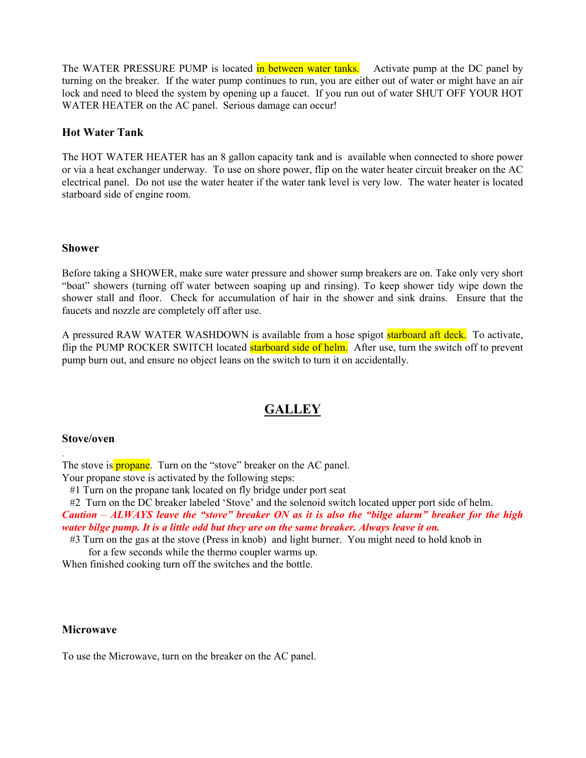The WATER PRESSURE PUMP is located in between water tanks. Activate pump at the DC panel by turning on the breaker. If the water pump continues to run, you are either out of water or might have an air lock and need to bleed the system by opening up a faucet. If you run out of water SHUT OFF YOUR HOT WATER HEATER on the AC panel. Serious damage can occur!

### Hot Water Tank

The HOT WATER HEATER has an 8 gallon capacity tank and is available when connected to shore power or via a heat exchanger underway. To use on shore power, flip on the water heater circuit breaker on the AC electrical panel. Do not use the water heater if the water tank level is very low. The water heater is located starboard side of engine room.

### Shower

Before taking a SHOWER, make sure water pressure and shower sump breakers are on. Take only very short "boat" showers (turning off water between soaping up and rinsing). To keep shower tidy wipe down the shower stall and floor. Check for accumulation of hair in the shower and sink drains. Ensure that the faucets and nozzle are completely off after use.

A pressured RAW WATER WASHDOWN is available from a hose spigot starboard aft deck. To activate, flip the PUMP ROCKER SWITCH located starboard side of helm. After use, turn the switch off to prevent pump burn out, and ensure no object leans on the switch to turn it on accidentally.

## GALLEY

### Stove/oven

The stove is propane. Turn on the "stove" breaker on the AC panel.
Your propane stove is activated by the following steps:

#1 Turn on the propane tank located on fly bridge under port seat

#2 Turn on the DC breaker labeled 'Stove' and the solenoid switch located upper port side of helm.

***Caution – ALWAYS leave the "stove" breaker ON as it is also the "bilge alarm" breaker for the high water bilge pump. It is a little odd but they are on the same breaker. Always leave it on.***

#3 Turn on the gas at the stove (Press in knob) and light burner. You might need to hold knob in for a few seconds while the thermo coupler warms up.

When finished cooking turn off the switches and the bottle.

### Microwave

To use the Microwave, turn on the breaker on the AC panel.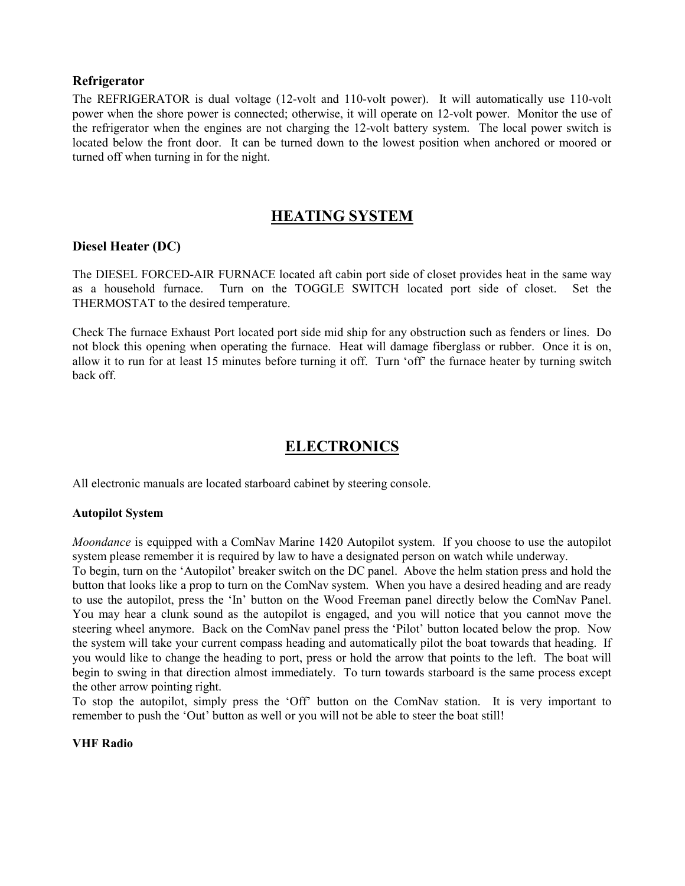### Refrigerator

The REFRIGERATOR is dual voltage (12-volt and 110-volt power). It will automatically use 110-volt power when the shore power is connected; otherwise, it will operate on 12-volt power. Monitor the use of the refrigerator when the engines are not charging the 12-volt battery system. The local power switch is located below the front door. It can be turned down to the lowest position when anchored or moored or turned off when turning in for the night.

## HEATING SYSTEM

### Diesel Heater (DC)

The DIESEL FORCED-AIR FURNACE located aft cabin port side of closet provides heat in the same way as a household furnace. Turn on the TOGGLE SWITCH located port side of closet. Set the THERMOSTAT to the desired temperature.

Check The furnace Exhaust Port located port side mid ship for any obstruction such as fenders or lines. Do not block this opening when operating the furnace. Heat will damage fiberglass or rubber. Once it is on, allow it to run for at least 15 minutes before turning it off. Turn 'off' the furnace heater by turning switch back off.

## ELECTRONICS

All electronic manuals are located starboard cabinet by steering console.

### Autopilot System

*Moondance* is equipped with a ComNav Marine 1420 Autopilot system. If you choose to use the autopilot system please remember it is required by law to have a designated person on watch while underway.

To begin, turn on the 'Autopilot' breaker switch on the DC panel. Above the helm station press and hold the button that looks like a prop to turn on the ComNav system. When you have a desired heading and are ready to use the autopilot, press the 'In' button on the Wood Freeman panel directly below the ComNav Panel. You may hear a clunk sound as the autopilot is engaged, and you will notice that you cannot move the steering wheel anymore. Back on the ComNav panel press the 'Pilot' button located below the prop. Now the system will take your current compass heading and automatically pilot the boat towards that heading. If you would like to change the heading to port, press or hold the arrow that points to the left. The boat will begin to swing in that direction almost immediately. To turn towards starboard is the same process except the other arrow pointing right.

To stop the autopilot, simply press the 'Off' button on the ComNav station. It is very important to remember to push the 'Out' button as well or you will not be able to steer the boat still!

### VHF Radio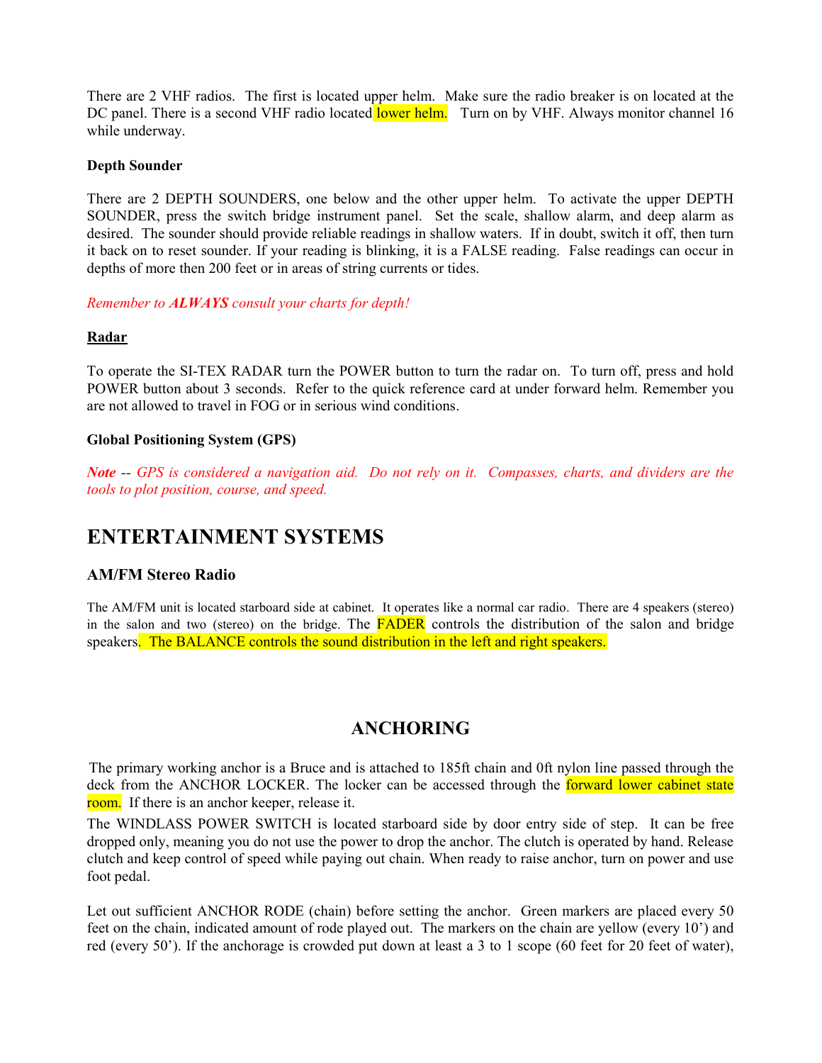There are 2 VHF radios. The first is located upper helm. Make sure the radio breaker is on located at the DC panel. There is a second VHF radio located lower helm. Turn on by VHF. Always monitor channel 16 while underway.

**Depth Sounder**

There are 2 DEPTH SOUNDERS, one below and the other upper helm. To activate the upper DEPTH SOUNDER, press the switch bridge instrument panel. Set the scale, shallow alarm, and deep alarm as desired. The sounder should provide reliable readings in shallow waters. If in doubt, switch it off, then turn it back on to reset sounder. If your reading is blinking, it is a FALSE reading. False readings can occur in depths of more then 200 feet or in areas of string currents or tides.

*Remember to **ALWAYS** consult your charts for depth!*

**Radar**

To operate the SI-TEX RADAR turn the POWER button to turn the radar on. To turn off, press and hold POWER button about 3 seconds. Refer to the quick reference card at under forward helm. Remember you are not allowed to travel in FOG or in serious wind conditions.

**Global Positioning System (GPS)**

***Note** -- GPS is considered a navigation aid. Do not rely on it. Compasses, charts, and dividers are the tools to plot position, course, and speed.*

# ENTERTAINMENT SYSTEMS

### AM/FM Stereo Radio

The AM/FM unit is located starboard side at cabinet. It operates like a normal car radio. There are 4 speakers (stereo) in the salon and two (stereo) on the bridge. The FADER controls the distribution of the salon and bridge speakers. The BALANCE controls the sound distribution in the left and right speakers.

## ANCHORING

The primary working anchor is a Bruce and is attached to 185ft chain and 0ft nylon line passed through the deck from the ANCHOR LOCKER. The locker can be accessed through the forward lower cabinet state room. If there is an anchor keeper, release it.

The WINDLASS POWER SWITCH is located starboard side by door entry side of step. It can be free dropped only, meaning you do not use the power to drop the anchor. The clutch is operated by hand. Release clutch and keep control of speed while paying out chain. When ready to raise anchor, turn on power and use foot pedal.

Let out sufficient ANCHOR RODE (chain) before setting the anchor. Green markers are placed every 50 feet on the chain, indicated amount of rode played out. The markers on the chain are yellow (every 10') and red (every 50'). If the anchorage is crowded put down at least a 3 to 1 scope (60 feet for 20 feet of water),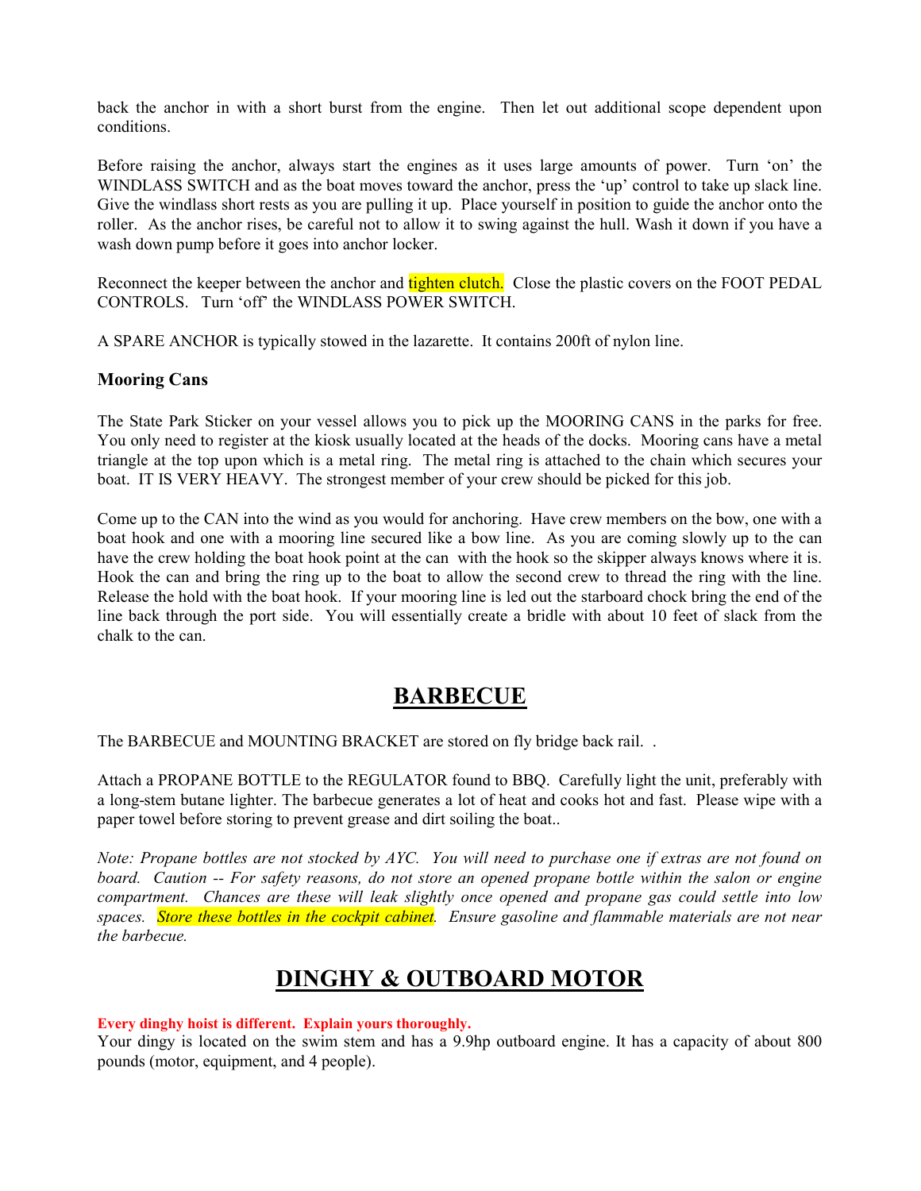back the anchor in with a short burst from the engine. Then let out additional scope dependent upon conditions.

Before raising the anchor, always start the engines as it uses large amounts of power. Turn 'on' the WINDLASS SWITCH and as the boat moves toward the anchor, press the 'up' control to take up slack line. Give the windlass short rests as you are pulling it up. Place yourself in position to guide the anchor onto the roller. As the anchor rises, be careful not to allow it to swing against the hull. Wash it down if you have a wash down pump before it goes into anchor locker.

Reconnect the keeper between the anchor and tighten clutch. Close the plastic covers on the FOOT PEDAL CONTROLS. Turn 'off' the WINDLASS POWER SWITCH.

A SPARE ANCHOR is typically stowed in the lazarette. It contains 200ft of nylon line.

### Mooring Cans

The State Park Sticker on your vessel allows you to pick up the MOORING CANS in the parks for free. You only need to register at the kiosk usually located at the heads of the docks. Mooring cans have a metal triangle at the top upon which is a metal ring. The metal ring is attached to the chain which secures your boat. IT IS VERY HEAVY. The strongest member of your crew should be picked for this job.

Come up to the CAN into the wind as you would for anchoring. Have crew members on the bow, one with a boat hook and one with a mooring line secured like a bow line. As you are coming slowly up to the can have the crew holding the boat hook point at the can with the hook so the skipper always knows where it is. Hook the can and bring the ring up to the boat to allow the second crew to thread the ring with the line. Release the hold with the boat hook. If your mooring line is led out the starboard chock bring the end of the line back through the port side. You will essentially create a bridle with about 10 feet of slack from the chalk to the can.

## BARBECUE

The BARBECUE and MOUNTING BRACKET are stored on fly bridge back rail. .

Attach a PROPANE BOTTLE to the REGULATOR found to BBQ. Carefully light the unit, preferably with a long-stem butane lighter. The barbecue generates a lot of heat and cooks hot and fast. Please wipe with a paper towel before storing to prevent grease and dirt soiling the boat..

*Note: Propane bottles are not stocked by AYC. You will need to purchase one if extras are not found on board. Caution -- For safety reasons, do not store an opened propane bottle within the salon or engine compartment. Chances are these will leak slightly once opened and propane gas could settle into low spaces. Store these bottles in the cockpit cabinet. Ensure gasoline and flammable materials are not near the barbecue.*

## DINGHY & OUTBOARD MOTOR

**Every dinghy hoist is different. Explain yours thoroughly.**

Your dingy is located on the swim stem and has a 9.9hp outboard engine. It has a capacity of about 800 pounds (motor, equipment, and 4 people).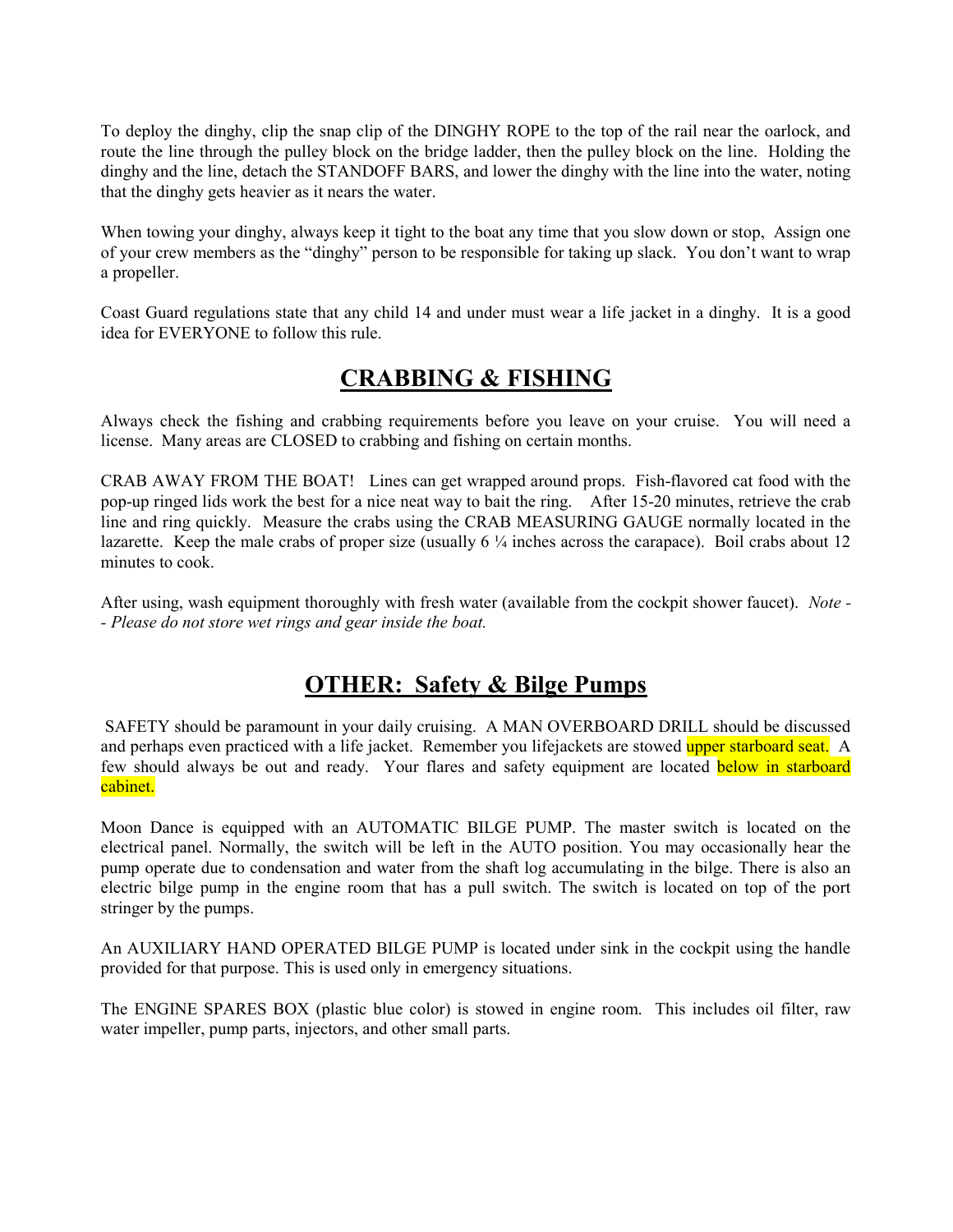To deploy the dinghy, clip the snap clip of the DINGHY ROPE to the top of the rail near the oarlock, and route the line through the pulley block on the bridge ladder, then the pulley block on the line. Holding the dinghy and the line, detach the STANDOFF BARS, and lower the dinghy with the line into the water, noting that the dinghy gets heavier as it nears the water.

When towing your dinghy, always keep it tight to the boat any time that you slow down or stop, Assign one of your crew members as the "dinghy" person to be responsible for taking up slack. You don't want to wrap a propeller.

Coast Guard regulations state that any child 14 and under must wear a life jacket in a dinghy. It is a good idea for EVERYONE to follow this rule.

## CRABBING & FISHING

Always check the fishing and crabbing requirements before you leave on your cruise. You will need a license. Many areas are CLOSED to crabbing and fishing on certain months.

CRAB AWAY FROM THE BOAT! Lines can get wrapped around props. Fish-flavored cat food with the pop-up ringed lids work the best for a nice neat way to bait the ring. After 15-20 minutes, retrieve the crab line and ring quickly. Measure the crabs using the CRAB MEASURING GAUGE normally located in the lazarette. Keep the male crabs of proper size (usually 6 ¼ inches across the carapace). Boil crabs about 12 minutes to cook.

After using, wash equipment thoroughly with fresh water (available from the cockpit shower faucet). *Note -- Please do not store wet rings and gear inside the boat.*

## OTHER: Safety & Bilge Pumps

SAFETY should be paramount in your daily cruising. A MAN OVERBOARD DRILL should be discussed and perhaps even practiced with a life jacket. Remember you lifejackets are stowed upper starboard seat. A few should always be out and ready. Your flares and safety equipment are located below in starboard cabinet.

Moon Dance is equipped with an AUTOMATIC BILGE PUMP. The master switch is located on the electrical panel. Normally, the switch will be left in the AUTO position. You may occasionally hear the pump operate due to condensation and water from the shaft log accumulating in the bilge. There is also an electric bilge pump in the engine room that has a pull switch. The switch is located on top of the port stringer by the pumps.

An AUXILIARY HAND OPERATED BILGE PUMP is located under sink in the cockpit using the handle provided for that purpose. This is used only in emergency situations.

The ENGINE SPARES BOX (plastic blue color) is stowed in engine room. This includes oil filter, raw water impeller, pump parts, injectors, and other small parts.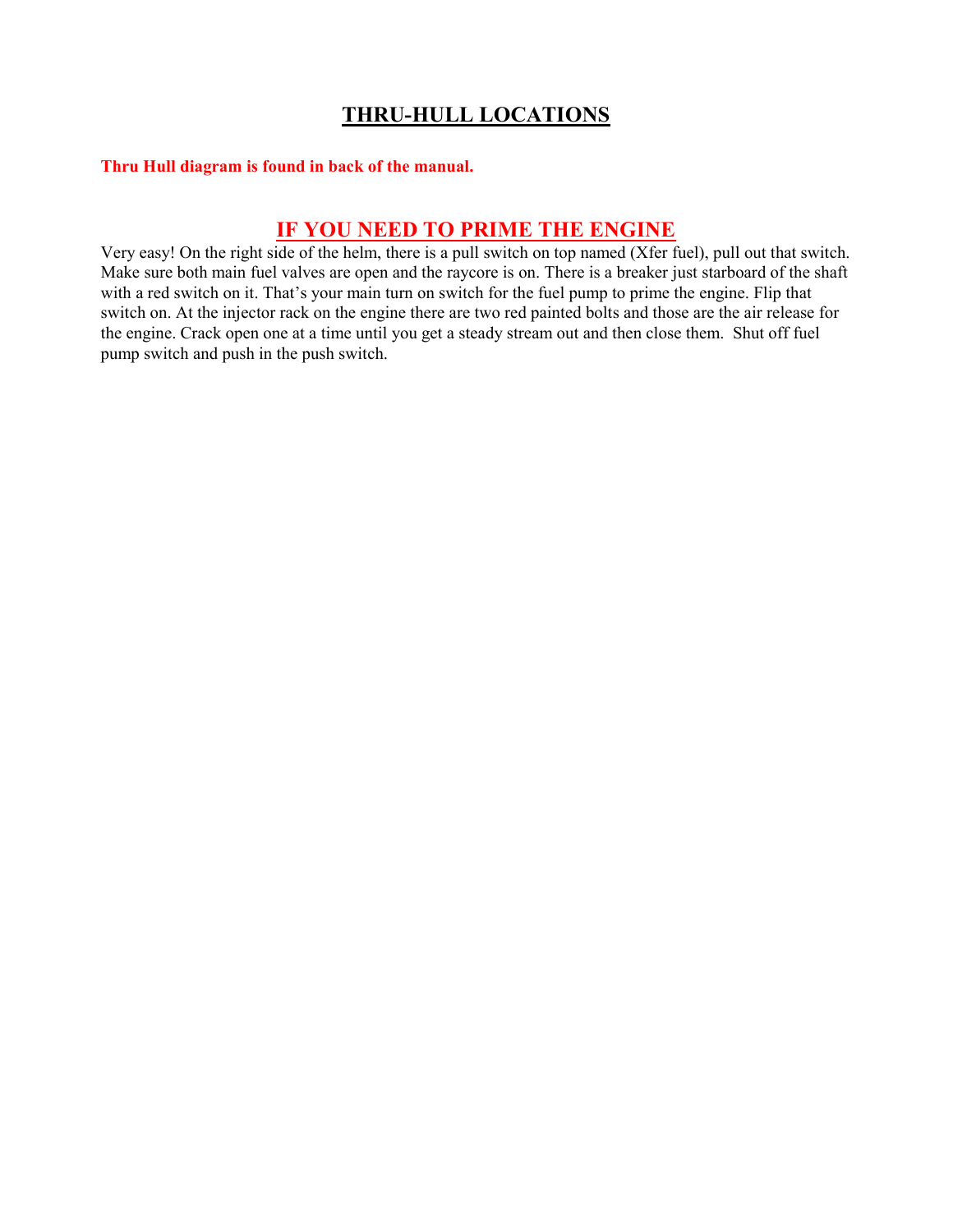## THRU-HULL LOCATIONS

**Thru Hull diagram is found in back of the manual.**

## IF YOU NEED TO PRIME THE ENGINE

Very easy! On the right side of the helm, there is a pull switch on top named (Xfer fuel), pull out that switch. Make sure both main fuel valves are open and the raycore is on. There is a breaker just starboard of the shaft with a red switch on it. That's your main turn on switch for the fuel pump to prime the engine. Flip that switch on. At the injector rack on the engine there are two red painted bolts and those are the air release for the engine. Crack open one at a time until you get a steady stream out and then close them. Shut off fuel pump switch and push in the push switch.